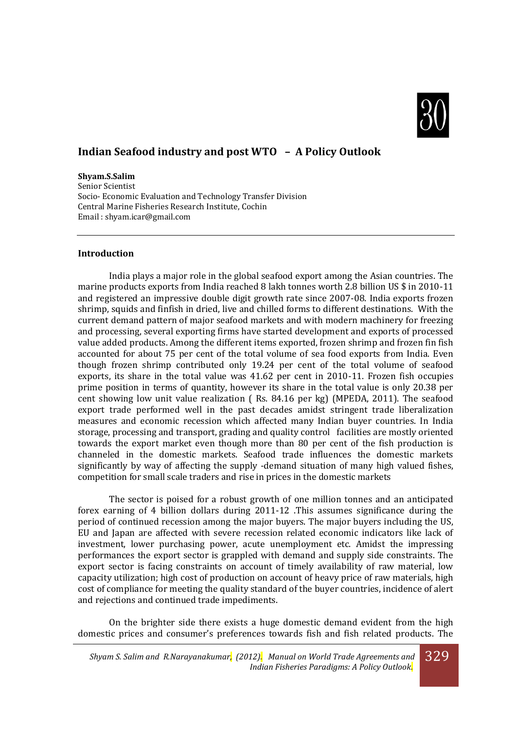# Indian Seafood industry and post WTO – A Policy Outlook

**Shyam.S.Salim**
Senior Scientist
Socio- Economic Evaluation and Technology Transfer Division
Central Marine Fisheries Research Institute, Cochin
Email : shyam.icar@gmail.com

---

## Introduction

India plays a major role in the global seafood export among the Asian countries. The marine products exports from India reached 8 lakh tonnes worth 2.8 billion US $ in 2010-11 and registered an impressive double digit growth rate since 2007-08. India exports frozen shrimp, squids and finfish in dried, live and chilled forms to different destinations. With the current demand pattern of major seafood markets and with modern machinery for freezing and processing, several exporting firms have started development and exports of processed value added products. Among the different items exported, frozen shrimp and frozen fin fish accounted for about 75 per cent of the total volume of sea food exports from India. Even though frozen shrimp contributed only 19.24 per cent of the total volume of seafood exports, its share in the total value was 41.62 per cent in 2010-11. Frozen fish occupies prime position in terms of quantity, however its share in the total value is only 20.38 per cent showing low unit value realization ( Rs. 84.16 per kg) (MPEDA, 2011). The seafood export trade performed well in the past decades amidst stringent trade liberalization measures and economic recession which affected many Indian buyer countries. In India storage, processing and transport, grading and quality control facilities are mostly oriented towards the export market even though more than 80 per cent of the fish production is channeled in the domestic markets. Seafood trade influences the domestic markets significantly by way of affecting the supply -demand situation of many high valued fishes, competition for small scale traders and rise in prices in the domestic markets

The sector is poised for a robust growth of one million tonnes and an anticipated forex earning of 4 billion dollars during 2011-12 .This assumes significance during the period of continued recession among the major buyers. The major buyers including the US, EU and Japan are affected with severe recession related economic indicators like lack of investment, lower purchasing power, acute unemployment etc. Amidst the impressing performances the export sector is grappled with demand and supply side constraints. The export sector is facing constraints on account of timely availability of raw material, low capacity utilization; high cost of production on account of heavy price of raw materials, high cost of compliance for meeting the quality standard of the buyer countries, incidence of alert and rejections and continued trade impediments.

On the brighter side there exists a huge domestic demand evident from the high domestic prices and consumer's preferences towards fish and fish related products. The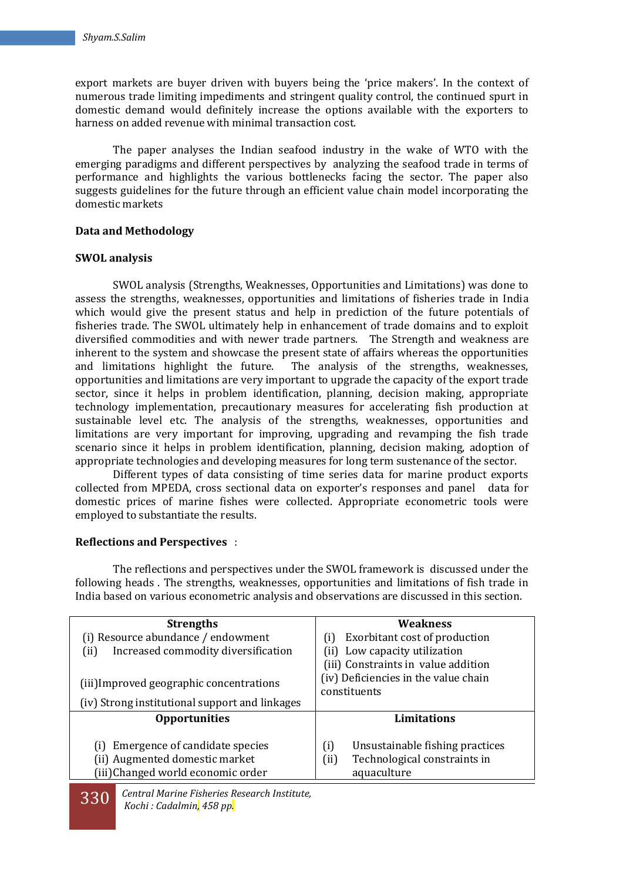export markets are buyer driven with buyers being the 'price makers'. In the context of numerous trade limiting impediments and stringent quality control, the continued spurt in domestic demand would definitely increase the options available with the exporters to harness on added revenue with minimal transaction cost.

The paper analyses the Indian seafood industry in the wake of WTO with the emerging paradigms and different perspectives by analyzing the seafood trade in terms of performance and highlights the various bottlenecks facing the sector. The paper also suggests guidelines for the future through an efficient value chain model incorporating the domestic markets

**Data and Methodology**

**SWOL analysis**

SWOL analysis (Strengths, Weaknesses, Opportunities and Limitations) was done to assess the strengths, weaknesses, opportunities and limitations of fisheries trade in India which would give the present status and help in prediction of the future potentials of fisheries trade. The SWOL ultimately help in enhancement of trade domains and to exploit diversified commodities and with newer trade partners. The Strength and weakness are inherent to the system and showcase the present state of affairs whereas the opportunities and limitations highlight the future. The analysis of the strengths, weaknesses, opportunities and limitations are very important to upgrade the capacity of the export trade sector, since it helps in problem identification, planning, decision making, appropriate technology implementation, precautionary measures for accelerating fish production at sustainable level etc. The analysis of the strengths, weaknesses, opportunities and limitations are very important for improving, upgrading and revamping the fish trade scenario since it helps in problem identification, planning, decision making, adoption of appropriate technologies and developing measures for long term sustenance of the sector.

Different types of data consisting of time series data for marine product exports collected from MPEDA, cross sectional data on exporter's responses and panel data for domestic prices of marine fishes were collected. Appropriate econometric tools were employed to substantiate the results.

**Reflections and Perspectives** :

The reflections and perspectives under the SWOL framework is discussed under the following heads . The strengths, weaknesses, opportunities and limitations of fish trade in India based on various econometric analysis and observations are discussed in this section.

| Strengths | Weakness |
|---|---|
| (i) Resource abundance / endowment<br>(ii) Increased commodity diversification<br>(iii) Improved geographic concentrations<br>(iv) Strong institutional support and linkages | (i) Exorbitant cost of production<br>(ii) Low capacity utilization<br>(iii) Constraints in value addition<br>(iv) Deficiencies in the value chain constituents |
| **Opportunities** | **Limitations** |
| (i) Emergence of candidate species<br>(ii) Augmented domestic market<br>(iii) Changed world economic order | (i) Unsustainable fishing practices<br>(ii) Technological constraints in aquaculture |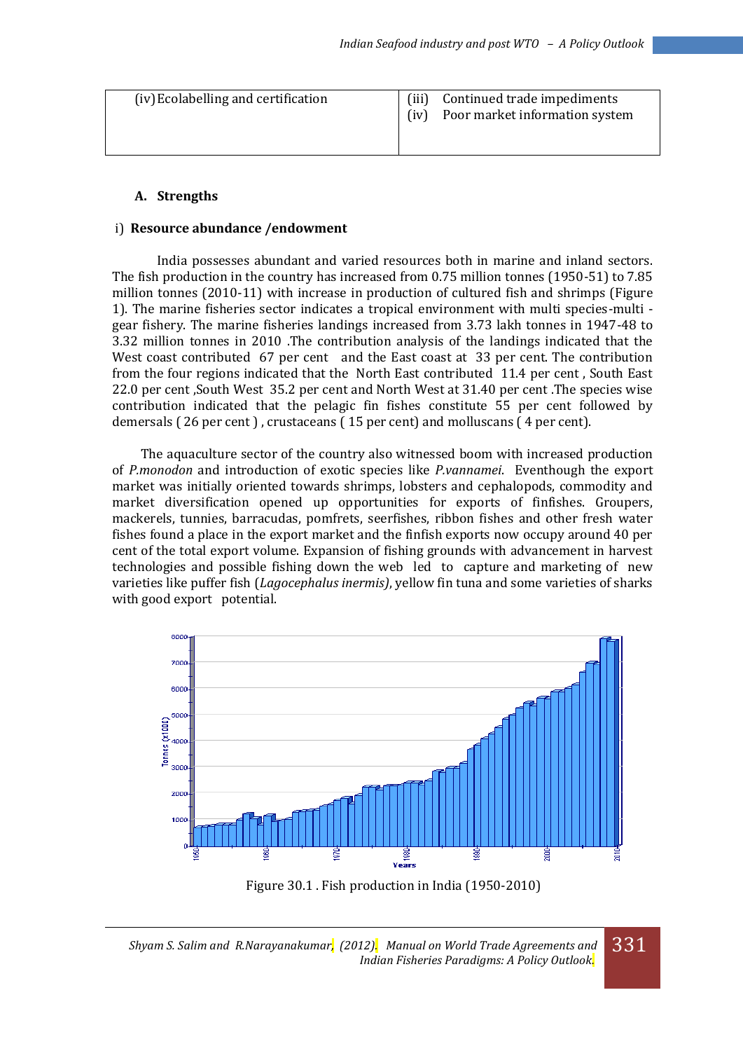| (iv) Ecolabelling and certification | (iii) Continued trade impediments<br>(iv) Poor market information system |
|---|---|

### A. Strengths

**i) Resource abundance /endowment**

India possesses abundant and varied resources both in marine and inland sectors. The fish production in the country has increased from 0.75 million tonnes (1950-51) to 7.85 million tonnes (2010-11) with increase in production of cultured fish and shrimps (Figure 1). The marine fisheries sector indicates a tropical environment with multi species-multi -gear fishery. The marine fisheries landings increased from 3.73 lakh tonnes in 1947-48 to 3.32 million tonnes in 2010 .The contribution analysis of the landings indicated that the West coast contributed 67 per cent and the East coast at 33 per cent. The contribution from the four regions indicated that the North East contributed 11.4 per cent , South East 22.0 per cent ,South West 35.2 per cent and North West at 31.40 per cent .The species wise contribution indicated that the pelagic fin fishes constitute 55 per cent followed by demersals ( 26 per cent ) , crustaceans ( 15 per cent) and molluscans ( 4 per cent).

The aquaculture sector of the country also witnessed boom with increased production of *P.monodon* and introduction of exotic species like *P.vannamei*. Eventhough the export market was initially oriented towards shrimps, lobsters and cephalopods, commodity and market diversification opened up opportunities for exports of finfishes. Groupers, mackerels, tunnies, barracudas, pomfrets, seerfishes, ribbon fishes and other fresh water fishes found a place in the export market and the finfish exports now occupy around 40 per cent of the total export volume. Expansion of fishing grounds with advancement in harvest technologies and possible fishing down the web led to capture and marketing of new varieties like puffer fish (*Lagocephalus inermis)*, yellow fin tuna and some varieties of sharks with good export potential.

Figure 30.1 . Fish production in India (1950-2010)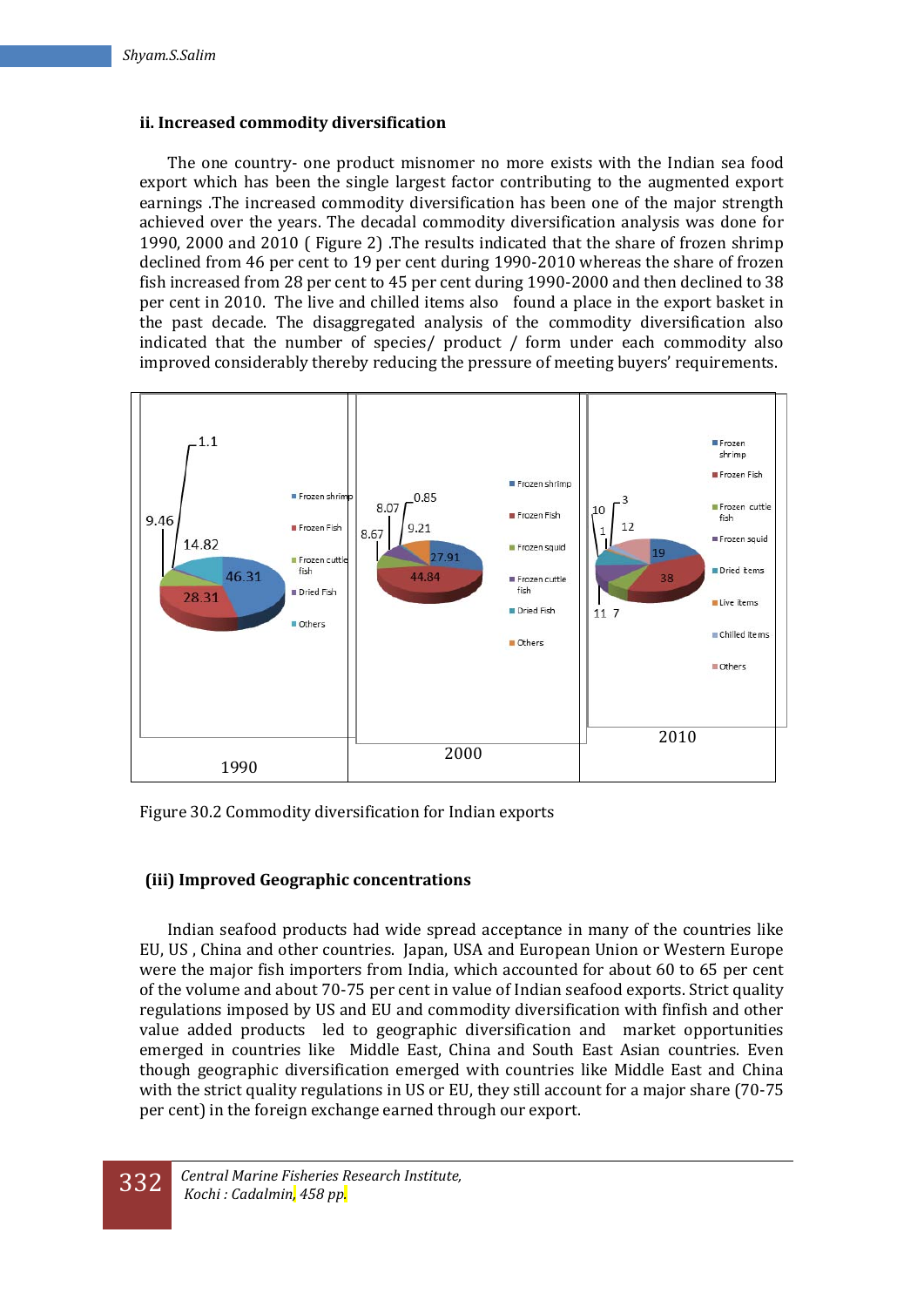### ii. Increased commodity diversification

The one country- one product misnomer no more exists with the Indian sea food export which has been the single largest factor contributing to the augmented export earnings .The increased commodity diversification has been one of the major strength achieved over the years. The decadal commodity diversification analysis was done for 1990, 2000 and 2010 ( Figure 2) .The results indicated that the share of frozen shrimp declined from 46 per cent to 19 per cent during 1990-2010 whereas the share of frozen fish increased from 28 per cent to 45 per cent during 1990-2000 and then declined to 38 per cent in 2010. The live and chilled items also found a place in the export basket in the past decade. The disaggregated analysis of the commodity diversification also indicated that the number of species/ product / form under each commodity also improved considerably thereby reducing the pressure of meeting buyers' requirements.

Figure 30.2 Commodity diversification for Indian exports

### (iii) Improved Geographic concentrations

Indian seafood products had wide spread acceptance in many of the countries like EU, US , China and other countries. Japan, USA and European Union or Western Europe were the major fish importers from India, which accounted for about 60 to 65 per cent of the volume and about 70-75 per cent in value of Indian seafood exports. Strict quality regulations imposed by US and EU and commodity diversification with finfish and other value added products led to geographic diversification and market opportunities emerged in countries like Middle East, China and South East Asian countries. Even though geographic diversification emerged with countries like Middle East and China with the strict quality regulations in US or EU, they still account for a major share (70-75 per cent) in the foreign exchange earned through our export.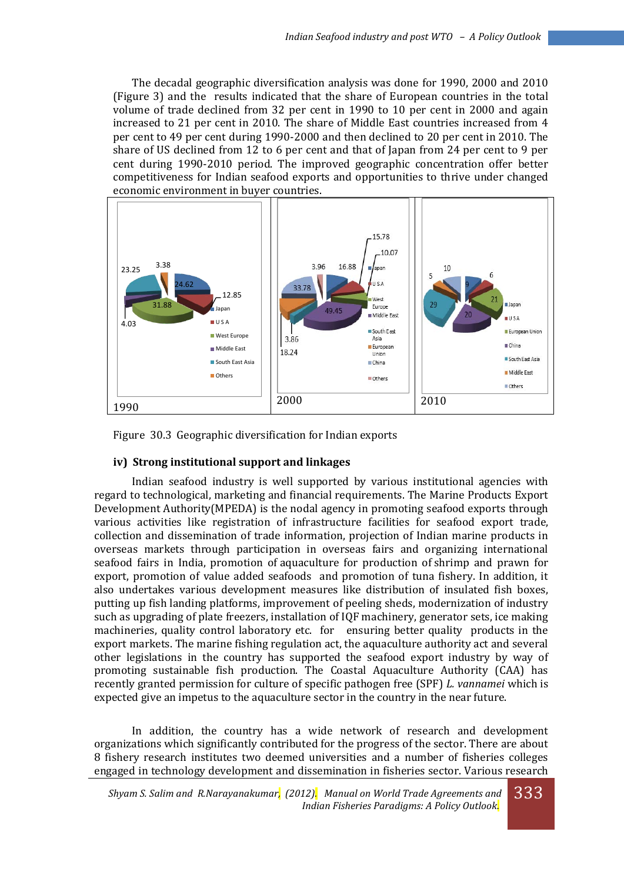The decadal geographic diversification analysis was done for 1990, 2000 and 2010 (Figure 3) and the results indicated that the share of European countries in the total volume of trade declined from 32 per cent in 1990 to 10 per cent in 2000 and again increased to 21 per cent in 2010. The share of Middle East countries increased from 4 per cent to 49 per cent during 1990-2000 and then declined to 20 per cent in 2010. The share of US declined from 12 to 6 per cent and that of Japan from 24 per cent to 9 per cent during 1990-2010 period. The improved geographic concentration offer better competitiveness for Indian seafood exports and opportunities to thrive under changed economic environment in buyer countries.

Figure 30.3 Geographic diversification for Indian exports

### iv) Strong institutional support and linkages

Indian seafood industry is well supported by various institutional agencies with regard to technological, marketing and financial requirements. The Marine Products Export Development Authority(MPEDA) is the nodal agency in promoting seafood exports through various activities like registration of infrastructure facilities for seafood export trade, collection and dissemination of trade information, projection of Indian marine products in overseas markets through participation in overseas fairs and organizing international seafood fairs in India, promotion of aquaculture for production of shrimp and prawn for export, promotion of value added seafoods and promotion of tuna fishery. In addition, it also undertakes various development measures like distribution of insulated fish boxes, putting up fish landing platforms, improvement of peeling sheds, modernization of industry such as upgrading of plate freezers, installation of IQF machinery, generator sets, ice making machineries, quality control laboratory etc. for ensuring better quality products in the export markets. The marine fishing regulation act, the aquaculture authority act and several other legislations in the country has supported the seafood export industry by way of promoting sustainable fish production. The Coastal Aquaculture Authority (CAA) has recently granted permission for culture of specific pathogen free (SPF) *L. vannamei* which is expected give an impetus to the aquaculture sector in the country in the near future.

In addition, the country has a wide network of research and development organizations which significantly contributed for the progress of the sector. There are about 8 fishery research institutes two deemed universities and a number of fisheries colleges engaged in technology development and dissemination in fisheries sector. Various research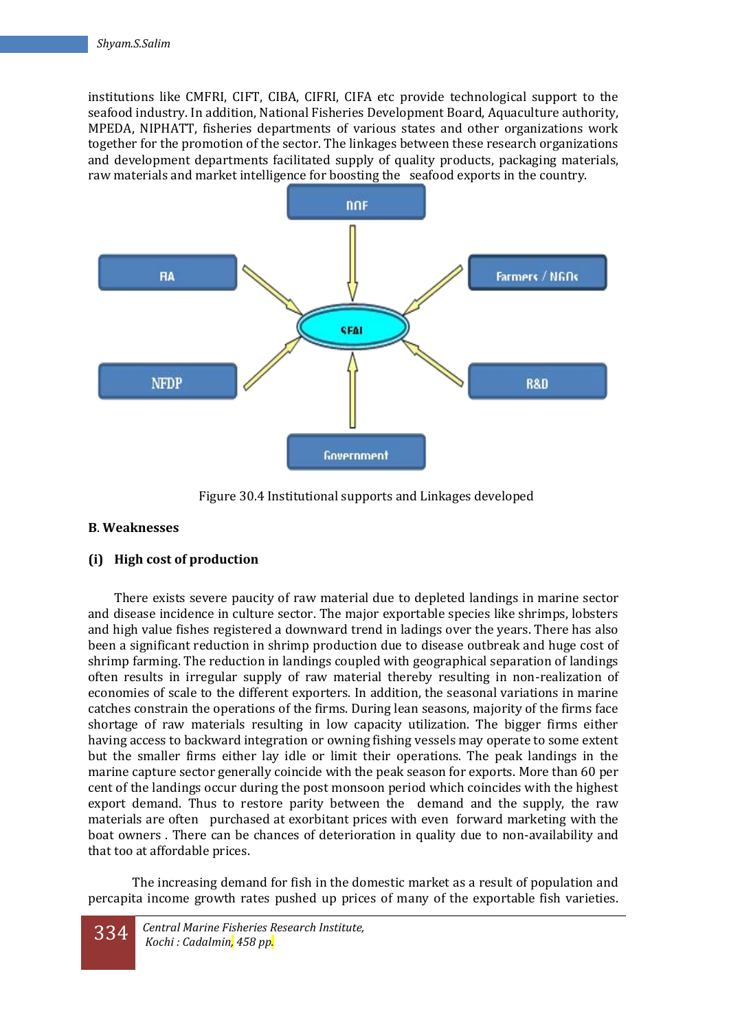institutions like CMFRI, CIFT, CIBA, CIFRI, CIFA etc provide technological support to the seafood industry. In addition, National Fisheries Development Board, Aquaculture authority, MPEDA, NIPHATT, fisheries departments of various states and other organizations work together for the promotion of the sector. The linkages between these research organizations and development departments facilitated supply of quality products, packaging materials, raw materials and market intelligence for boosting the seafood exports in the country.

Figure 30.4 Institutional supports and Linkages developed

**B. Weaknesses**

**(i) High cost of production**

There exists severe paucity of raw material due to depleted landings in marine sector and disease incidence in culture sector. The major exportable species like shrimps, lobsters and high value fishes registered a downward trend in ladings over the years. There has also been a significant reduction in shrimp production due to disease outbreak and huge cost of shrimp farming. The reduction in landings coupled with geographical separation of landings often results in irregular supply of raw material thereby resulting in non-realization of economies of scale to the different exporters. In addition, the seasonal variations in marine catches constrain the operations of the firms. During lean seasons, majority of the firms face shortage of raw materials resulting in low capacity utilization. The bigger firms either having access to backward integration or owning fishing vessels may operate to some extent but the smaller firms either lay idle or limit their operations. The peak landings in the marine capture sector generally coincide with the peak season for exports. More than 60 per cent of the landings occur during the post monsoon period which coincides with the highest export demand. Thus to restore parity between the demand and the supply, the raw materials are often purchased at exorbitant prices with even forward marketing with the boat owners . There can be chances of deterioration in quality due to non-availability and that too at affordable prices.

The increasing demand for fish in the domestic market as a result of population and percapita income growth rates pushed up prices of many of the exportable fish varieties.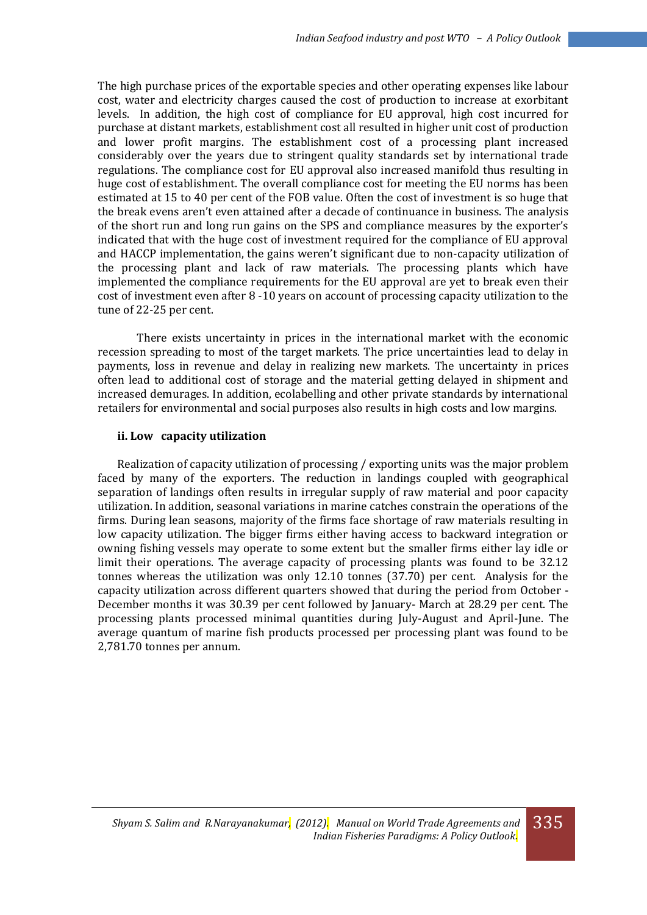The high purchase prices of the exportable species and other operating expenses like labour cost, water and electricity charges caused the cost of production to increase at exorbitant levels. In addition, the high cost of compliance for EU approval, high cost incurred for purchase at distant markets, establishment cost all resulted in higher unit cost of production and lower profit margins. The establishment cost of a processing plant increased considerably over the years due to stringent quality standards set by international trade regulations. The compliance cost for EU approval also increased manifold thus resulting in huge cost of establishment. The overall compliance cost for meeting the EU norms has been estimated at 15 to 40 per cent of the FOB value. Often the cost of investment is so huge that the break evens aren't even attained after a decade of continuance in business. The analysis of the short run and long run gains on the SPS and compliance measures by the exporter's indicated that with the huge cost of investment required for the compliance of EU approval and HACCP implementation, the gains weren't significant due to non-capacity utilization of the processing plant and lack of raw materials. The processing plants which have implemented the compliance requirements for the EU approval are yet to break even their cost of investment even after 8 -10 years on account of processing capacity utilization to the tune of 22-25 per cent.

There exists uncertainty in prices in the international market with the economic recession spreading to most of the target markets. The price uncertainties lead to delay in payments, loss in revenue and delay in realizing new markets. The uncertainty in prices often lead to additional cost of storage and the material getting delayed in shipment and increased demurages. In addition, ecolabelling and other private standards by international retailers for environmental and social purposes also results in high costs and low margins.

**ii. Low capacity utilization**

Realization of capacity utilization of processing / exporting units was the major problem faced by many of the exporters. The reduction in landings coupled with geographical separation of landings often results in irregular supply of raw material and poor capacity utilization. In addition, seasonal variations in marine catches constrain the operations of the firms. During lean seasons, majority of the firms face shortage of raw materials resulting in low capacity utilization. The bigger firms either having access to backward integration or owning fishing vessels may operate to some extent but the smaller firms either lay idle or limit their operations. The average capacity of processing plants was found to be 32.12 tonnes whereas the utilization was only 12.10 tonnes (37.70) per cent. Analysis for the capacity utilization across different quarters showed that during the period from October - December months it was 30.39 per cent followed by January- March at 28.29 per cent. The processing plants processed minimal quantities during July-August and April-June. The average quantum of marine fish products processed per processing plant was found to be 2,781.70 tonnes per annum.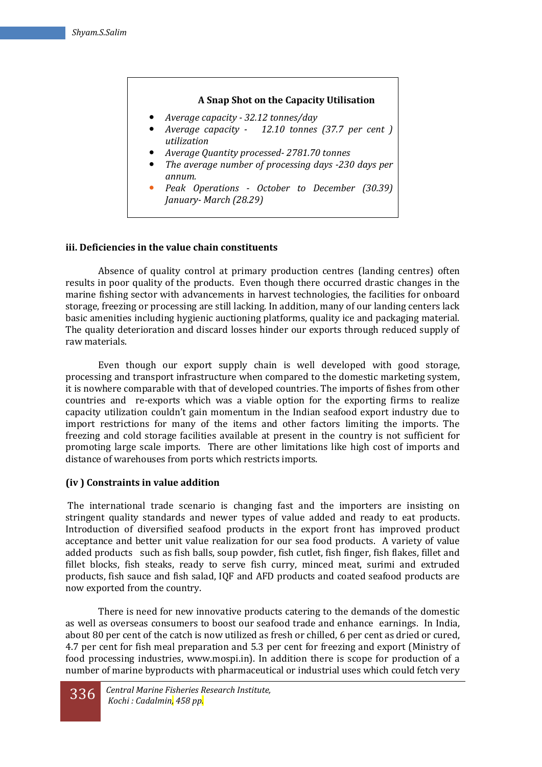**A Snap Shot on the Capacity Utilisation**

- *Average capacity - 32.12 tonnes/day*
- *Average capacity - 12.10 tonnes (37.7 per cent ) utilization*
- *Average Quantity processed- 2781.70 tonnes*
- *The average number of processing days -230 days per annum.*
- *Peak Operations - October to December (30.39) January- March (28.29)*

### iii. Deficiencies in the value chain constituents

Absence of quality control at primary production centres (landing centres) often results in poor quality of the products. Even though there occurred drastic changes in the marine fishing sector with advancements in harvest technologies, the facilities for onboard storage, freezing or processing are still lacking. In addition, many of our landing centers lack basic amenities including hygienic auctioning platforms, quality ice and packaging material. The quality deterioration and discard losses hinder our exports through reduced supply of raw materials.

Even though our export supply chain is well developed with good storage, processing and transport infrastructure when compared to the domestic marketing system, it is nowhere comparable with that of developed countries. The imports of fishes from other countries and re-exports which was a viable option for the exporting firms to realize capacity utilization couldn't gain momentum in the Indian seafood export industry due to import restrictions for many of the items and other factors limiting the imports. The freezing and cold storage facilities available at present in the country is not sufficient for promoting large scale imports. There are other limitations like high cost of imports and distance of warehouses from ports which restricts imports.

### (iv ) Constraints in value addition

The international trade scenario is changing fast and the importers are insisting on stringent quality standards and newer types of value added and ready to eat products. Introduction of diversified seafood products in the export front has improved product acceptance and better unit value realization for our sea food products. A variety of value added products such as fish balls, soup powder, fish cutlet, fish finger, fish flakes, fillet and fillet blocks, fish steaks, ready to serve fish curry, minced meat, surimi and extruded products, fish sauce and fish salad, IQF and AFD products and coated seafood products are now exported from the country.

There is need for new innovative products catering to the demands of the domestic as well as overseas consumers to boost our seafood trade and enhance earnings. In India, about 80 per cent of the catch is now utilized as fresh or chilled, 6 per cent as dried or cured, 4.7 per cent for fish meal preparation and 5.3 per cent for freezing and export (Ministry of food processing industries, www.mospi.in). In addition there is scope for production of a number of marine byproducts with pharmaceutical or industrial uses which could fetch very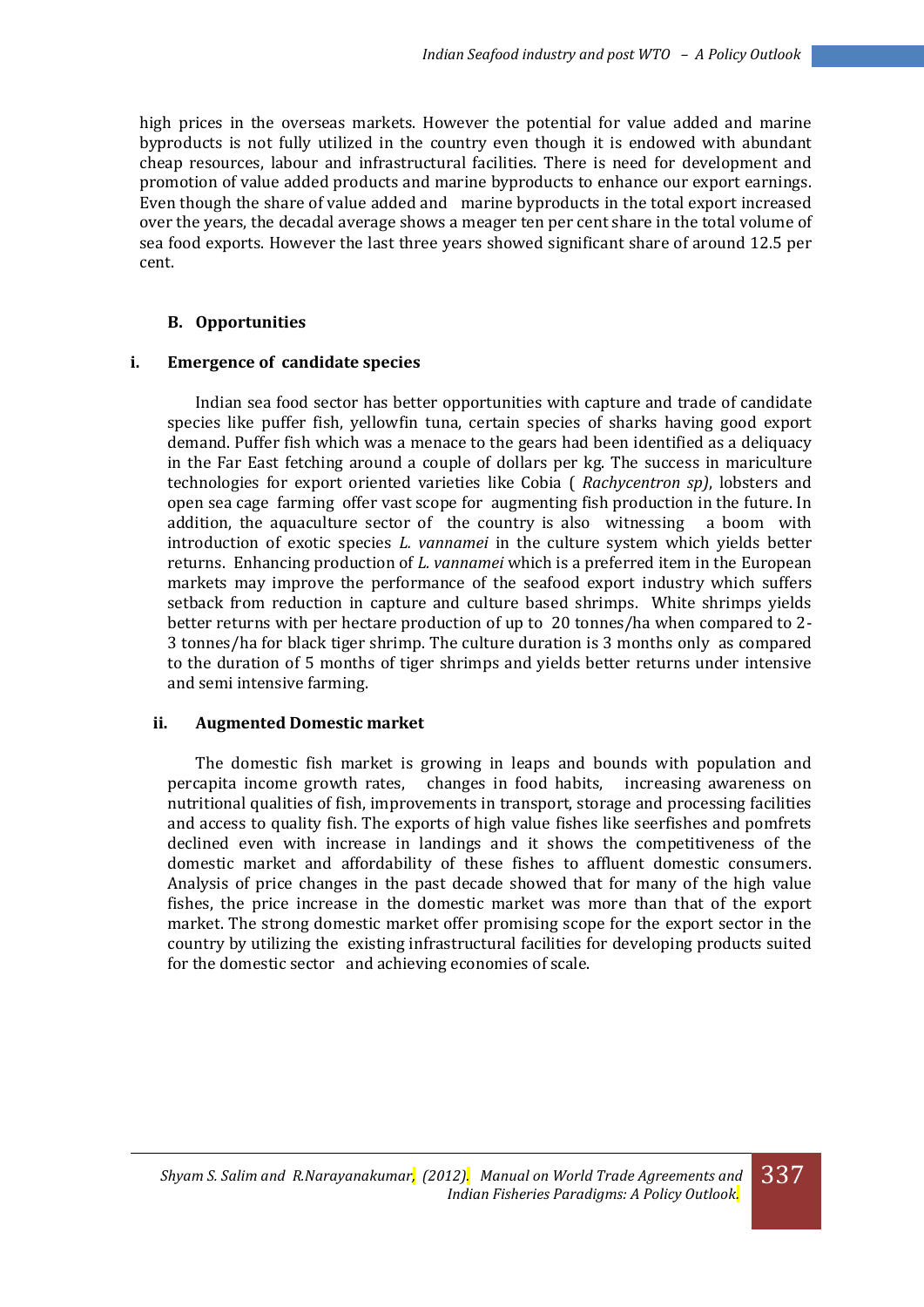high prices in the overseas markets. However the potential for value added and marine byproducts is not fully utilized in the country even though it is endowed with abundant cheap resources, labour and infrastructural facilities. There is need for development and promotion of value added products and marine byproducts to enhance our export earnings. Even though the share of value added and marine byproducts in the total export increased over the years, the decadal average shows a meager ten per cent share in the total volume of sea food exports. However the last three years showed significant share of around 12.5 per cent.

### B. Opportunities

#### i. Emergence of candidate species

Indian sea food sector has better opportunities with capture and trade of candidate species like puffer fish, yellowfin tuna, certain species of sharks having good export demand. Puffer fish which was a menace to the gears had been identified as a deliquacy in the Far East fetching around a couple of dollars per kg. The success in mariculture technologies for export oriented varieties like Cobia ( *Rachycentron sp)*, lobsters and open sea cage farming offer vast scope for augmenting fish production in the future. In addition, the aquaculture sector of the country is also witnessing a boom with introduction of exotic species *L. vannamei* in the culture system which yields better returns. Enhancing production of *L. vannamei* which is a preferred item in the European markets may improve the performance of the seafood export industry which suffers setback from reduction in capture and culture based shrimps. White shrimps yields better returns with per hectare production of up to 20 tonnes/ha when compared to 2-3 tonnes/ha for black tiger shrimp. The culture duration is 3 months only as compared to the duration of 5 months of tiger shrimps and yields better returns under intensive and semi intensive farming.

#### ii. Augmented Domestic market

The domestic fish market is growing in leaps and bounds with population and percapita income growth rates, changes in food habits, increasing awareness on nutritional qualities of fish, improvements in transport, storage and processing facilities and access to quality fish. The exports of high value fishes like seerfishes and pomfrets declined even with increase in landings and it shows the competitiveness of the domestic market and affordability of these fishes to affluent domestic consumers. Analysis of price changes in the past decade showed that for many of the high value fishes, the price increase in the domestic market was more than that of the export market. The strong domestic market offer promising scope for the export sector in the country by utilizing the existing infrastructural facilities for developing products suited for the domestic sector and achieving economies of scale.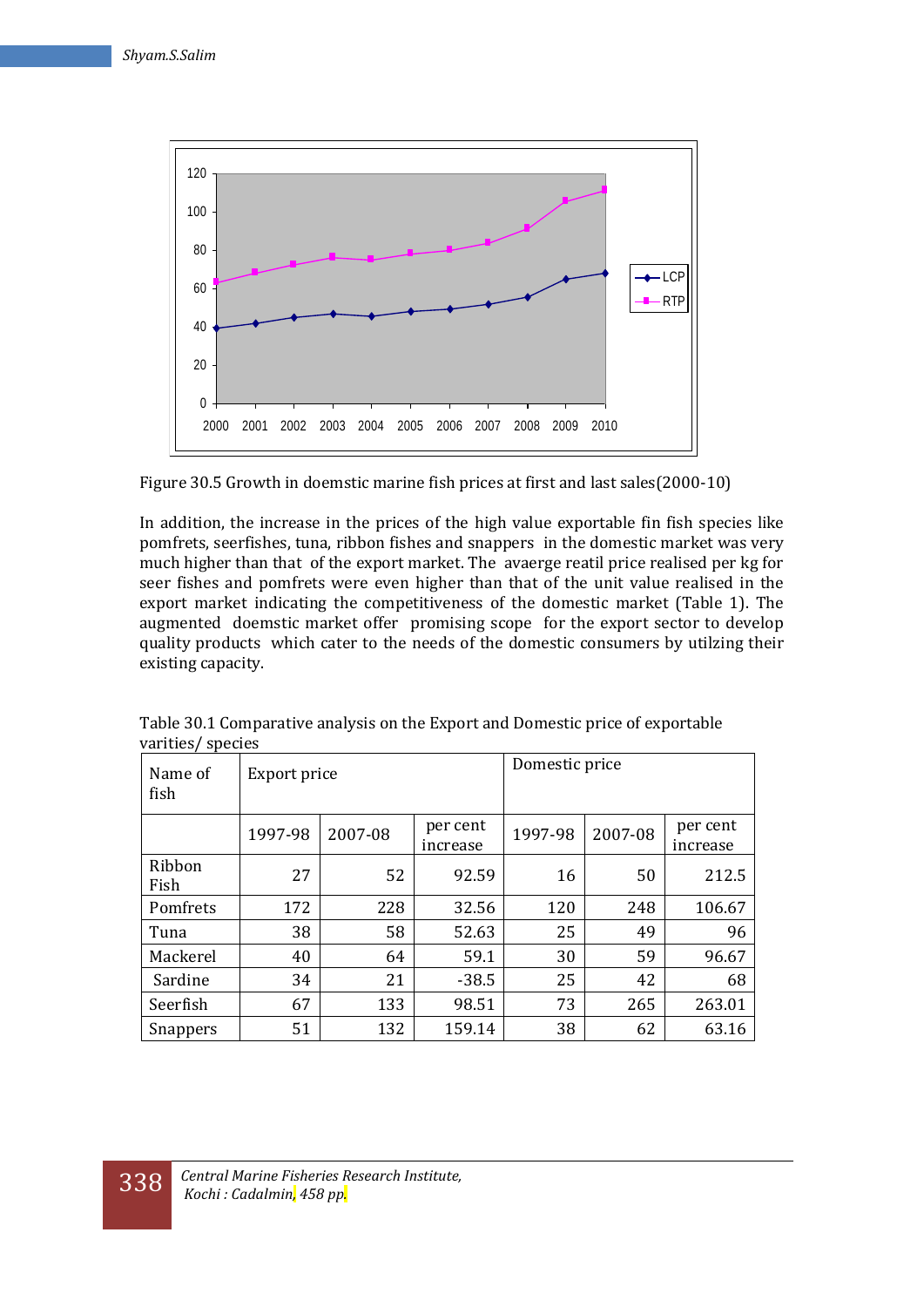Figure 30.5 Growth in doemstic marine fish prices at first and last sales(2000-10)

In addition, the increase in the prices of the high value exportable fin fish species like pomfrets, seerfishes, tuna, ribbon fishes and snappers in the domestic market was very much higher than that of the export market. The avaerge reatil price realised per kg for seer fishes and pomfrets were even higher than that of the unit value realised in the export market indicating the competitiveness of the domestic market (Table 1). The augmented doemstic market offer promising scope for the export sector to develop quality products which cater to the needs of the domestic consumers by utilzing their existing capacity.

Table 30.1 Comparative analysis on the Export and Domestic price of exportable varities/ species

| Name of fish | Export price | | | Domestic price | | |
|---|---|---|---|---|---|---|
| | 1997-98 | 2007-08 | per cent increase | 1997-98 | 2007-08 | per cent increase |
| Ribbon Fish | 27 | 52 | 92.59 | 16 | 50 | 212.5 |
| Pomfrets | 172 | 228 | 32.56 | 120 | 248 | 106.67 |
| Tuna | 38 | 58 | 52.63 | 25 | 49 | 96 |
| Mackerel | 40 | 64 | 59.1 | 30 | 59 | 96.67 |
| Sardine | 34 | 21 | -38.5 | 25 | 42 | 68 |
| Seerfish | 67 | 133 | 98.51 | 73 | 265 | 263.01 |
| Snappers | 51 | 132 | 159.14 | 38 | 62 | 63.16 |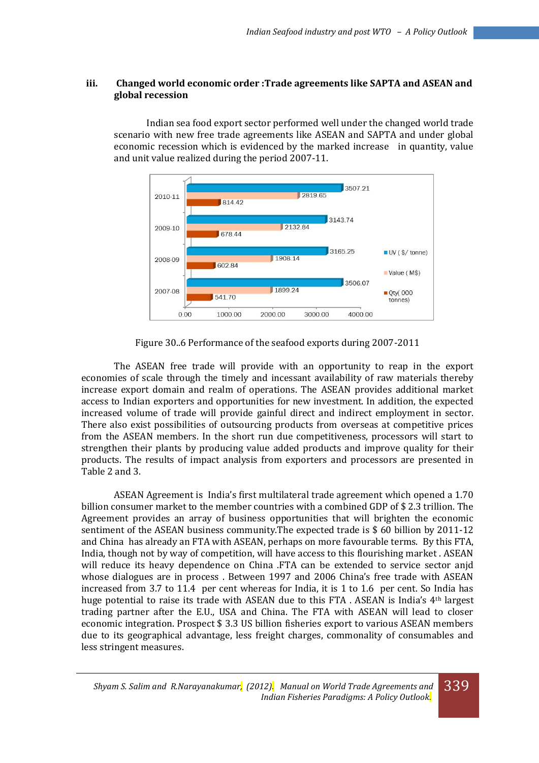### iii. Changed world economic order :Trade agreements like SAPTA and ASEAN and global recession

Indian sea food export sector performed well under the changed world trade scenario with new free trade agreements like ASEAN and SAPTA and under global economic recession which is evidenced by the marked increase in quantity, value and unit value realized during the period 2007-11.

| Year | UV ( $/ tonne) | Value ( M$) | Qty( 000 tonnes) |
|---|---|---|---|
| 2010-11 | 3507.21 | 2819.65 | 814.42 |
| 2009-10 | 3143.74 | 2132.84 | 678.44 |
| 2008-09 | 3165.25 | 1908.14 | 602.84 |
| 2007-08 | 3506.07 | 1899.24 | 541.70 |

Figure 30..6 Performance of the seafood exports during 2007-2011

The ASEAN free trade will provide with an opportunity to reap in the export economies of scale through the timely and incessant availability of raw materials thereby increase export domain and realm of operations. The ASEAN provides additional market access to Indian exporters and opportunities for new investment. In addition, the expected increased volume of trade will provide gainful direct and indirect employment in sector. There also exist possibilities of outsourcing products from overseas at competitive prices from the ASEAN members. In the short run due competitiveness, processors will start to strengthen their plants by producing value added products and improve quality for their products. The results of impact analysis from exporters and processors are presented in Table 2 and 3.

ASEAN Agreement is India's first multilateral trade agreement which opened a 1.70 billion consumer market to the member countries with a combined GDP of $ 2.3 trillion. The Agreement provides an array of business opportunities that will brighten the economic sentiment of the ASEAN business community.The expected trade is $ 60 billion by 2011-12 and China has already an FTA with ASEAN, perhaps on more favourable terms. By this FTA, India, though not by way of competition, will have access to this flourishing market . ASEAN will reduce its heavy dependence on China .FTA can be extended to service sector anjd whose dialogues are in process . Between 1997 and 2006 China's free trade with ASEAN increased from 3.7 to 11.4 per cent whereas for India, it is 1 to 1.6 per cent. So India has huge potential to raise its trade with ASEAN due to this FTA . ASEAN is India's 4th largest trading partner after the E.U., USA and China. The FTA with ASEAN will lead to closer economic integration. Prospect $ 3.3 US billion fisheries export to various ASEAN members due to its geographical advantage, less freight charges, commonality of consumables and less stringent measures.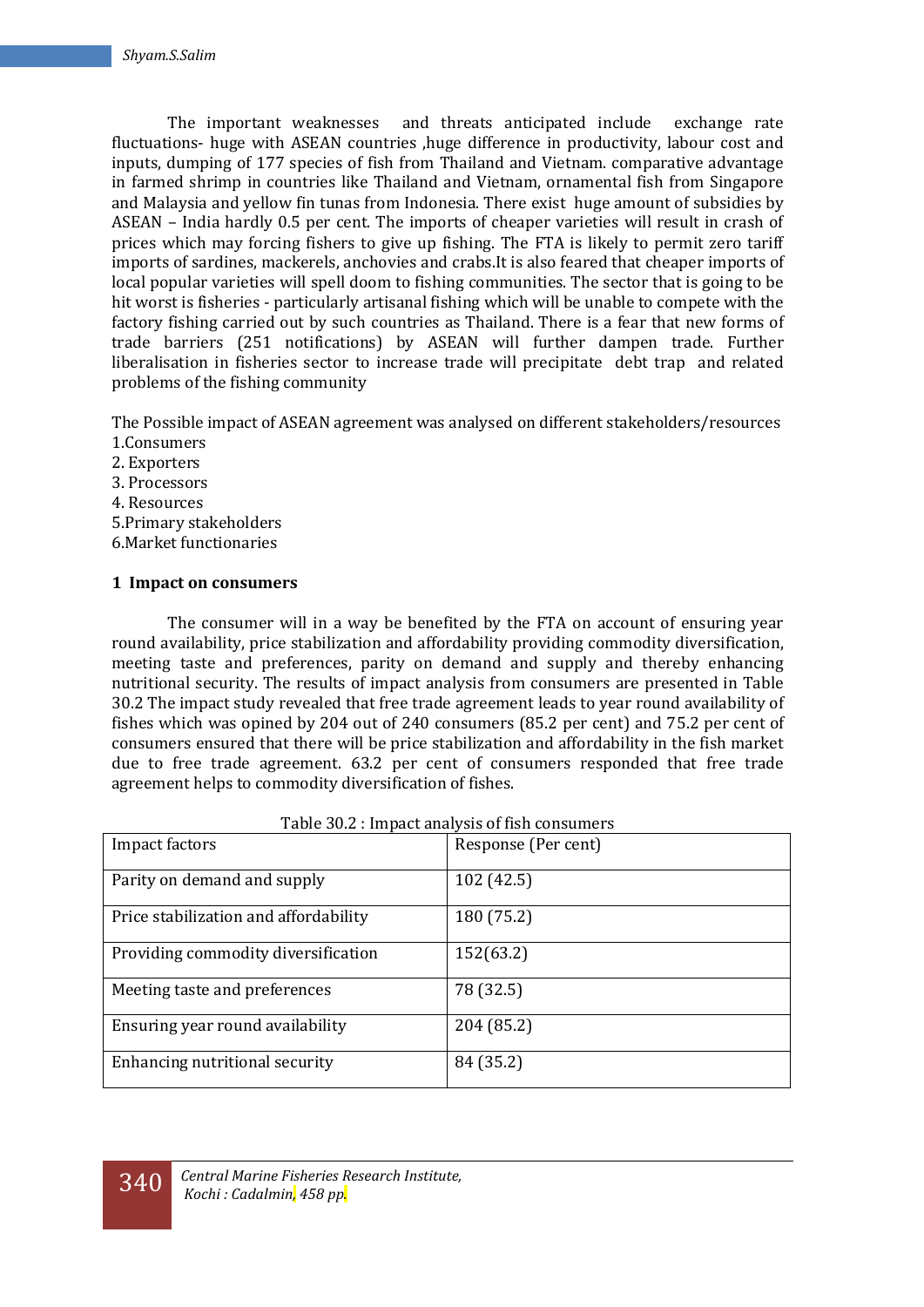The important weaknesses and threats anticipated include exchange rate fluctuations- huge with ASEAN countries ,huge difference in productivity, labour cost and inputs, dumping of 177 species of fish from Thailand and Vietnam. comparative advantage in farmed shrimp in countries like Thailand and Vietnam, ornamental fish from Singapore and Malaysia and yellow fin tunas from Indonesia. There exist huge amount of subsidies by ASEAN – India hardly 0.5 per cent. The imports of cheaper varieties will result in crash of prices which may forcing fishers to give up fishing. The FTA is likely to permit zero tariff imports of sardines, mackerels, anchovies and crabs.It is also feared that cheaper imports of local popular varieties will spell doom to fishing communities. The sector that is going to be hit worst is fisheries - particularly artisanal fishing which will be unable to compete with the factory fishing carried out by such countries as Thailand. There is a fear that new forms of trade barriers (251 notifications) by ASEAN will further dampen trade. Further liberalisation in fisheries sector to increase trade will precipitate debt trap and related problems of the fishing community

The Possible impact of ASEAN agreement was analysed on different stakeholders/resources
1.Consumers
2. Exporters
3. Processors
4. Resources
5.Primary stakeholders
6.Market functionaries

**1 Impact on consumers**

The consumer will in a way be benefited by the FTA on account of ensuring year round availability, price stabilization and affordability providing commodity diversification, meeting taste and preferences, parity on demand and supply and thereby enhancing nutritional security. The results of impact analysis from consumers are presented in Table 30.2 The impact study revealed that free trade agreement leads to year round availability of fishes which was opined by 204 out of 240 consumers (85.2 per cent) and 75.2 per cent of consumers ensured that there will be price stabilization and affordability in the fish market due to free trade agreement. 63.2 per cent of consumers responded that free trade agreement helps to commodity diversification of fishes.

Table 30.2 : Impact analysis of fish consumers

| Impact factors | Response (Per cent) |
|---|---|
| Parity on demand and supply | 102 (42.5) |
| Price stabilization and affordability | 180 (75.2) |
| Providing commodity diversification | 152(63.2) |
| Meeting taste and preferences | 78 (32.5) |
| Ensuring year round availability | 204 (85.2) |
| Enhancing nutritional security | 84 (35.2) |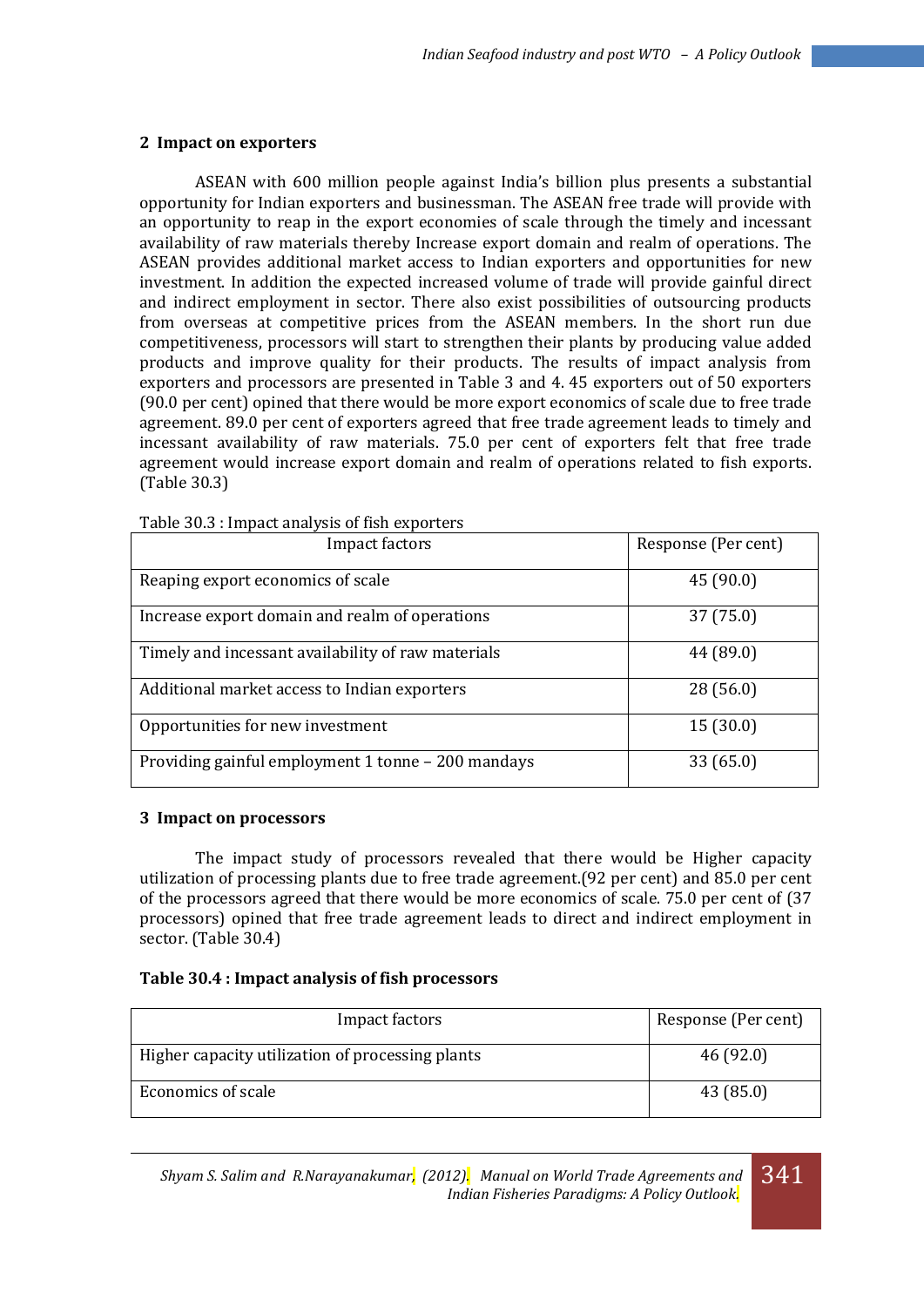## 2 Impact on exporters

ASEAN with 600 million people against India's billion plus presents a substantial opportunity for Indian exporters and businessman. The ASEAN free trade will provide with an opportunity to reap in the export economies of scale through the timely and incessant availability of raw materials thereby Increase export domain and realm of operations. The ASEAN provides additional market access to Indian exporters and opportunities for new investment. In addition the expected increased volume of trade will provide gainful direct and indirect employment in sector. There also exist possibilities of outsourcing products from overseas at competitive prices from the ASEAN members. In the short run due competitiveness, processors will start to strengthen their plants by producing value added products and improve quality for their products. The results of impact analysis from exporters and processors are presented in Table 3 and 4. 45 exporters out of 50 exporters (90.0 per cent) opined that there would be more export economics of scale due to free trade agreement. 89.0 per cent of exporters agreed that free trade agreement leads to timely and incessant availability of raw materials. 75.0 per cent of exporters felt that free trade agreement would increase export domain and realm of operations related to fish exports. (Table 30.3)

Table 30.3 : Impact analysis of fish exporters

| Impact factors | Response (Per cent) |
|---|---|
| Reaping export economics of scale | 45 (90.0) |
| Increase export domain and realm of operations | 37 (75.0) |
| Timely and incessant availability of raw materials | 44 (89.0) |
| Additional market access to Indian exporters | 28 (56.0) |
| Opportunities for new investment | 15 (30.0) |
| Providing gainful employment 1 tonne – 200 mandays | 33 (65.0) |

## 3 Impact on processors

The impact study of processors revealed that there would be Higher capacity utilization of processing plants due to free trade agreement.(92 per cent) and 85.0 per cent of the processors agreed that there would be more economics of scale. 75.0 per cent of (37 processors) opined that free trade agreement leads to direct and indirect employment in sector. (Table 30.4)

**Table 30.4 : Impact analysis of fish processors**

| Impact factors | Response (Per cent) |
|---|---|
| Higher capacity utilization of processing plants | 46 (92.0) |
| Economics of scale | 43 (85.0) |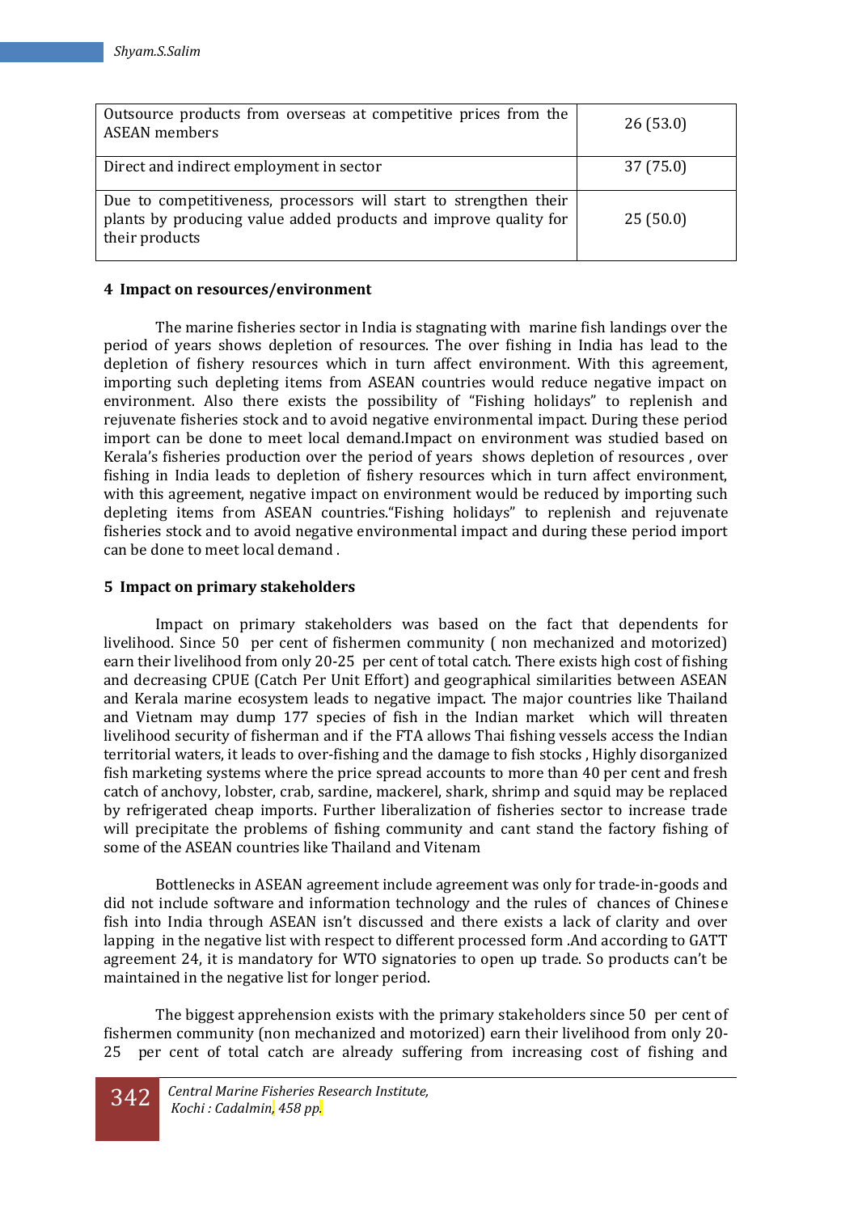| | |
|---|---|
| Outsource products from overseas at competitive prices from the ASEAN members | 26 (53.0) |
| Direct and indirect employment in sector | 37 (75.0) |
| Due to competitiveness, processors will start to strengthen their plants by producing value added products and improve quality for their products | 25 (50.0) |

**4 Impact on resources/environment**

The marine fisheries sector in India is stagnating with marine fish landings over the period of years shows depletion of resources. The over fishing in India has lead to the depletion of fishery resources which in turn affect environment. With this agreement, importing such depleting items from ASEAN countries would reduce negative impact on environment. Also there exists the possibility of "Fishing holidays" to replenish and rejuvenate fisheries stock and to avoid negative environmental impact. During these period import can be done to meet local demand.Impact on environment was studied based on Kerala's fisheries production over the period of years shows depletion of resources , over fishing in India leads to depletion of fishery resources which in turn affect environment, with this agreement, negative impact on environment would be reduced by importing such depleting items from ASEAN countries."Fishing holidays" to replenish and rejuvenate fisheries stock and to avoid negative environmental impact and during these period import can be done to meet local demand .

**5 Impact on primary stakeholders**

Impact on primary stakeholders was based on the fact that dependents for livelihood. Since 50 per cent of fishermen community ( non mechanized and motorized) earn their livelihood from only 20-25 per cent of total catch. There exists high cost of fishing and decreasing CPUE (Catch Per Unit Effort) and geographical similarities between ASEAN and Kerala marine ecosystem leads to negative impact. The major countries like Thailand and Vietnam may dump 177 species of fish in the Indian market which will threaten livelihood security of fisherman and if the FTA allows Thai fishing vessels access the Indian territorial waters, it leads to over-fishing and the damage to fish stocks , Highly disorganized fish marketing systems where the price spread accounts to more than 40 per cent and fresh catch of anchovy, lobster, crab, sardine, mackerel, shark, shrimp and squid may be replaced by refrigerated cheap imports. Further liberalization of fisheries sector to increase trade will precipitate the problems of fishing community and cant stand the factory fishing of some of the ASEAN countries like Thailand and Vitenam

Bottlenecks in ASEAN agreement include agreement was only for trade-in-goods and did not include software and information technology and the rules of chances of Chinese fish into India through ASEAN isn't discussed and there exists a lack of clarity and over lapping in the negative list with respect to different processed form .And according to GATT agreement 24, it is mandatory for WTO signatories to open up trade. So products can't be maintained in the negative list for longer period.

The biggest apprehension exists with the primary stakeholders since 50 per cent of fishermen community (non mechanized and motorized) earn their livelihood from only 20-25 per cent of total catch are already suffering from increasing cost of fishing and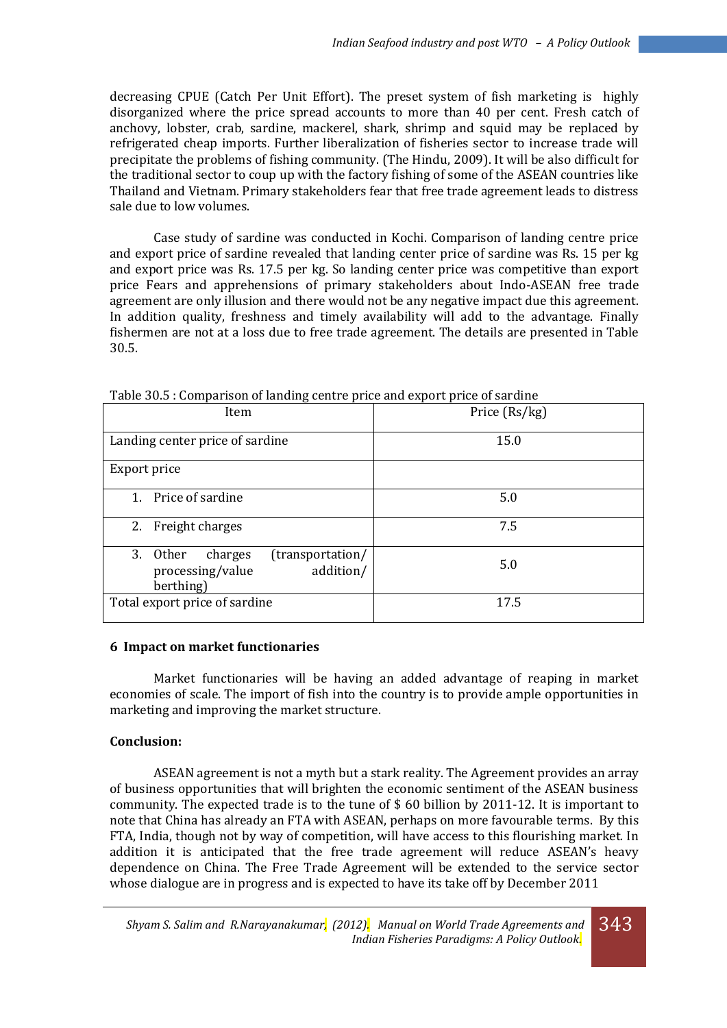decreasing CPUE (Catch Per Unit Effort). The preset system of fish marketing is highly disorganized where the price spread accounts to more than 40 per cent. Fresh catch of anchovy, lobster, crab, sardine, mackerel, shark, shrimp and squid may be replaced by refrigerated cheap imports. Further liberalization of fisheries sector to increase trade will precipitate the problems of fishing community. (The Hindu, 2009). It will be also difficult for the traditional sector to coup up with the factory fishing of some of the ASEAN countries like Thailand and Vietnam. Primary stakeholders fear that free trade agreement leads to distress sale due to low volumes.

Case study of sardine was conducted in Kochi. Comparison of landing centre price and export price of sardine revealed that landing center price of sardine was Rs. 15 per kg and export price was Rs. 17.5 per kg. So landing center price was competitive than export price Fears and apprehensions of primary stakeholders about Indo-ASEAN free trade agreement are only illusion and there would not be any negative impact due this agreement. In addition quality, freshness and timely availability will add to the advantage. Finally fishermen are not at a loss due to free trade agreement. The details are presented in Table 30.5.

Table 30.5 : Comparison of landing centre price and export price of sardine

| Item | Price (Rs/kg) |
|---|---|
| Landing center price of sardine | 15.0 |
| Export price | |
| 1. Price of sardine | 5.0 |
| 2. Freight charges | 7.5 |
| 3. Other charges (transportation/ processing/value addition/ berthing) | 5.0 |
| Total export price of sardine | 17.5 |

## 6 Impact on market functionaries

Market functionaries will be having an added advantage of reaping in market economies of scale. The import of fish into the country is to provide ample opportunities in marketing and improving the market structure.

## Conclusion:

ASEAN agreement is not a myth but a stark reality. The Agreement provides an array of business opportunities that will brighten the economic sentiment of the ASEAN business community. The expected trade is to the tune of $ 60 billion by 2011-12. It is important to note that China has already an FTA with ASEAN, perhaps on more favourable terms. By this FTA, India, though not by way of competition, will have access to this flourishing market. In addition it is anticipated that the free trade agreement will reduce ASEAN's heavy dependence on China. The Free Trade Agreement will be extended to the service sector whose dialogue are in progress and is expected to have its take off by December 2011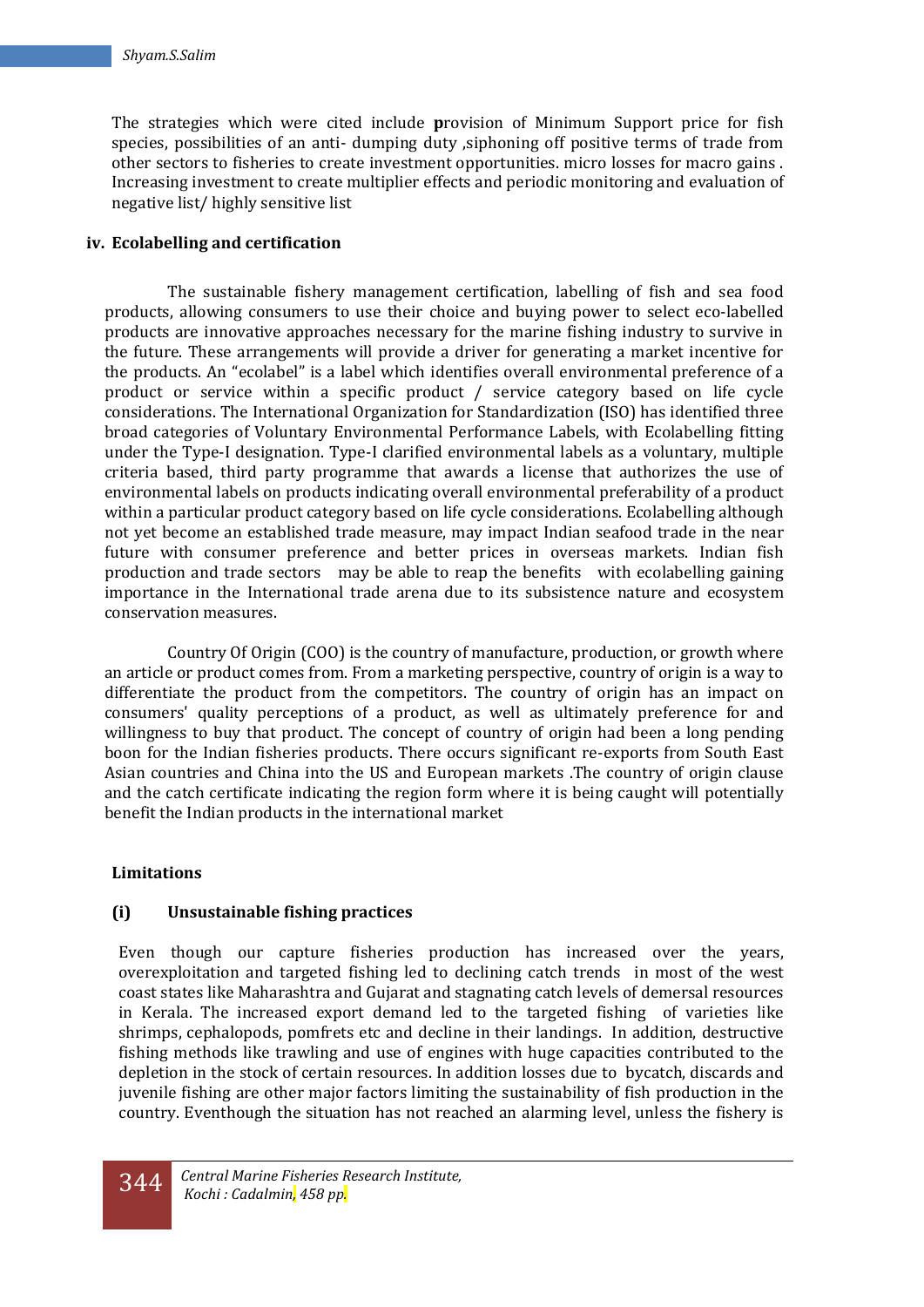The strategies which were cited include **p**rovision of Minimum Support price for fish species, possibilities of an anti- dumping duty ,siphoning off positive terms of trade from other sectors to fisheries to create investment opportunities. micro losses for macro gains . Increasing investment to create multiplier effects and periodic monitoring and evaluation of negative list/ highly sensitive list

**iv. Ecolabelling and certification**

The sustainable fishery management certification, labelling of fish and sea food products, allowing consumers to use their choice and buying power to select eco-labelled products are innovative approaches necessary for the marine fishing industry to survive in the future. These arrangements will provide a driver for generating a market incentive for the products. An "ecolabel" is a label which identifies overall environmental preference of a product or service within a specific product / service category based on life cycle considerations. The International Organization for Standardization (ISO) has identified three broad categories of Voluntary Environmental Performance Labels, with Ecolabelling fitting under the Type-I designation. Type-I clarified environmental labels as a voluntary, multiple criteria based, third party programme that awards a license that authorizes the use of environmental labels on products indicating overall environmental preferability of a product within a particular product category based on life cycle considerations. Ecolabelling although not yet become an established trade measure, may impact Indian seafood trade in the near future with consumer preference and better prices in overseas markets. Indian fish production and trade sectors may be able to reap the benefits with ecolabelling gaining importance in the International trade arena due to its subsistence nature and ecosystem conservation measures.

Country Of Origin (COO) is the country of manufacture, production, or growth where an article or product comes from. From a marketing perspective, country of origin is a way to differentiate the product from the competitors. The country of origin has an impact on consumers' quality perceptions of a product, as well as ultimately preference for and willingness to buy that product. The concept of country of origin had been a long pending boon for the Indian fisheries products. There occurs significant re-exports from South East Asian countries and China into the US and European markets .The country of origin clause and the catch certificate indicating the region form where it is being caught will potentially benefit the Indian products in the international market

**Limitations**

**(i) Unsustainable fishing practices**

Even though our capture fisheries production has increased over the years, overexploitation and targeted fishing led to declining catch trends in most of the west coast states like Maharashtra and Gujarat and stagnating catch levels of demersal resources in Kerala. The increased export demand led to the targeted fishing of varieties like shrimps, cephalopods, pomfrets etc and decline in their landings. In addition, destructive fishing methods like trawling and use of engines with huge capacities contributed to the depletion in the stock of certain resources. In addition losses due to bycatch, discards and juvenile fishing are other major factors limiting the sustainability of fish production in the country. Eventhough the situation has not reached an alarming level, unless the fishery is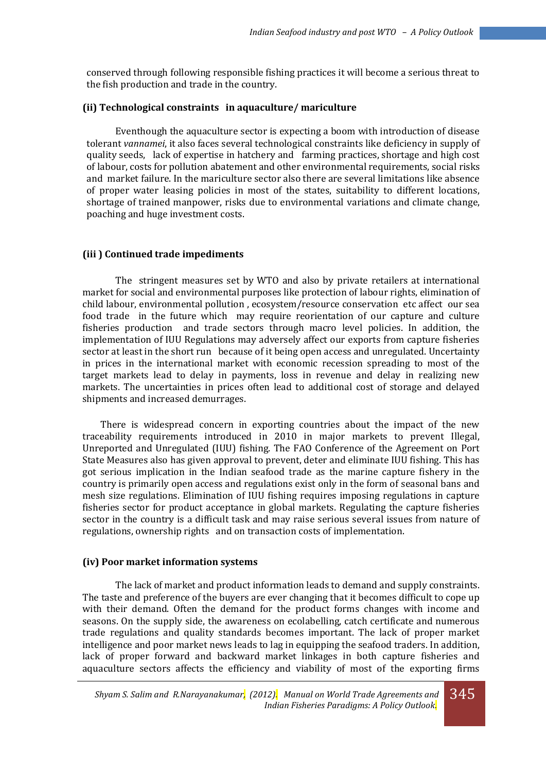conserved through following responsible fishing practices it will become a serious threat to the fish production and trade in the country.

### (ii) Technological constraints in aquaculture/ mariculture

Eventhough the aquaculture sector is expecting a boom with introduction of disease tolerant *vannamei*, it also faces several technological constraints like deficiency in supply of quality seeds, lack of expertise in hatchery and farming practices, shortage and high cost of labour, costs for pollution abatement and other environmental requirements, social risks and market failure. In the mariculture sector also there are several limitations like absence of proper water leasing policies in most of the states, suitability to different locations, shortage of trained manpower, risks due to environmental variations and climate change, poaching and huge investment costs.

### (iii ) Continued trade impediments

The stringent measures set by WTO and also by private retailers at international market for social and environmental purposes like protection of labour rights, elimination of child labour, environmental pollution , ecosystem/resource conservation etc affect our sea food trade in the future which may require reorientation of our capture and culture fisheries production and trade sectors through macro level policies. In addition, the implementation of IUU Regulations may adversely affect our exports from capture fisheries sector at least in the short run because of it being open access and unregulated. Uncertainty in prices in the international market with economic recession spreading to most of the target markets lead to delay in payments, loss in revenue and delay in realizing new markets. The uncertainties in prices often lead to additional cost of storage and delayed shipments and increased demurrages.

There is widespread concern in exporting countries about the impact of the new traceability requirements introduced in 2010 in major markets to prevent Illegal, Unreported and Unregulated (IUU) fishing. The FAO Conference of the Agreement on Port State Measures also has given approval to prevent, deter and eliminate IUU fishing. This has got serious implication in the Indian seafood trade as the marine capture fishery in the country is primarily open access and regulations exist only in the form of seasonal bans and mesh size regulations. Elimination of IUU fishing requires imposing regulations in capture fisheries sector for product acceptance in global markets. Regulating the capture fisheries sector in the country is a difficult task and may raise serious several issues from nature of regulations, ownership rights and on transaction costs of implementation.

### (iv) Poor market information systems

The lack of market and product information leads to demand and supply constraints. The taste and preference of the buyers are ever changing that it becomes difficult to cope up with their demand. Often the demand for the product forms changes with income and seasons. On the supply side, the awareness on ecolabelling, catch certificate and numerous trade regulations and quality standards becomes important. The lack of proper market intelligence and poor market news leads to lag in equipping the seafood traders. In addition, lack of proper forward and backward market linkages in both capture fisheries and aquaculture sectors affects the efficiency and viability of most of the exporting firms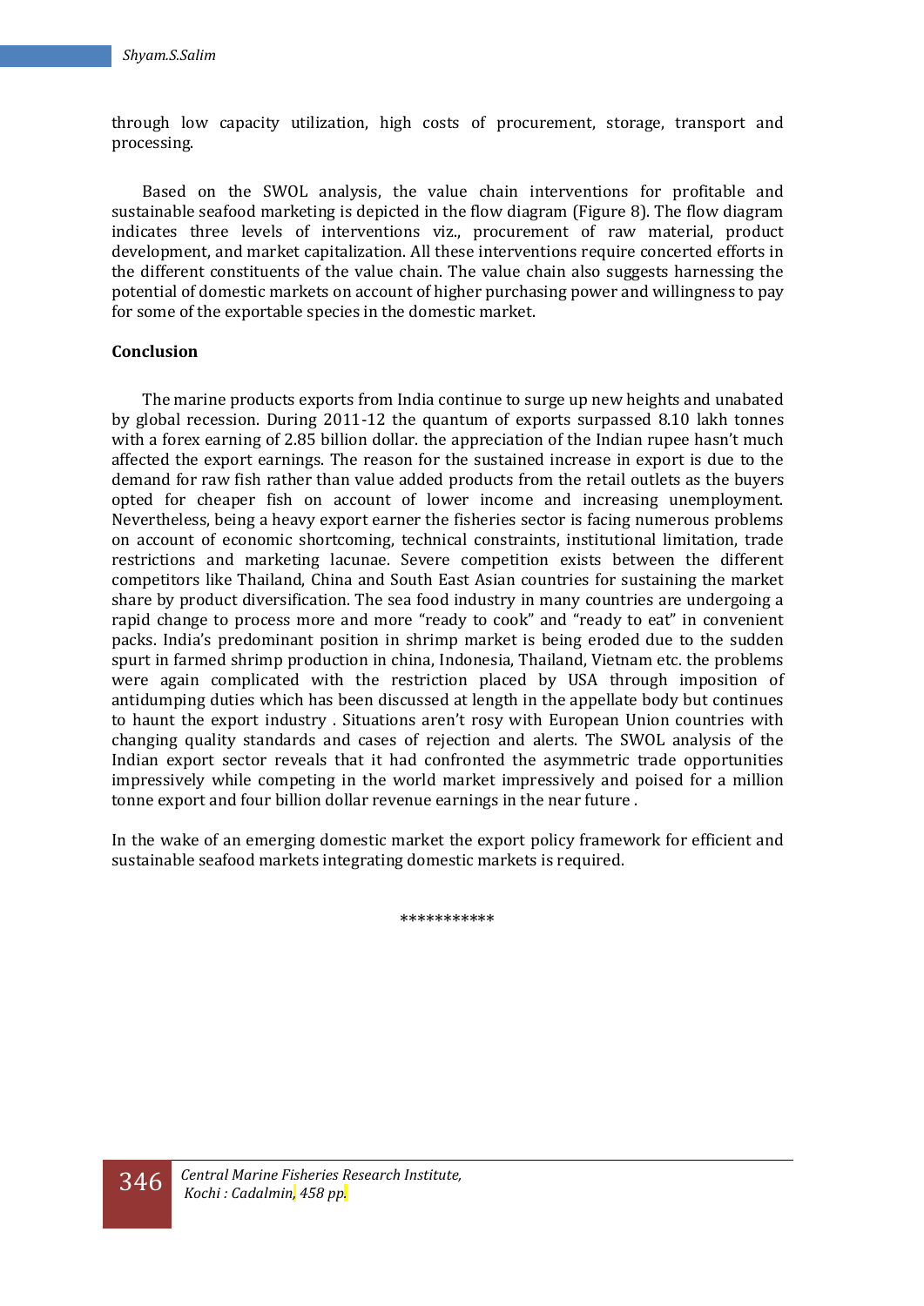through low capacity utilization, high costs of procurement, storage, transport and processing.

Based on the SWOL analysis, the value chain interventions for profitable and sustainable seafood marketing is depicted in the flow diagram (Figure 8). The flow diagram indicates three levels of interventions viz., procurement of raw material, product development, and market capitalization. All these interventions require concerted efforts in the different constituents of the value chain. The value chain also suggests harnessing the potential of domestic markets on account of higher purchasing power and willingness to pay for some of the exportable species in the domestic market.

**Conclusion**

The marine products exports from India continue to surge up new heights and unabated by global recession. During 2011-12 the quantum of exports surpassed 8.10 lakh tonnes with a forex earning of 2.85 billion dollar. the appreciation of the Indian rupee hasn't much affected the export earnings. The reason for the sustained increase in export is due to the demand for raw fish rather than value added products from the retail outlets as the buyers opted for cheaper fish on account of lower income and increasing unemployment. Nevertheless, being a heavy export earner the fisheries sector is facing numerous problems on account of economic shortcoming, technical constraints, institutional limitation, trade restrictions and marketing lacunae. Severe competition exists between the different competitors like Thailand, China and South East Asian countries for sustaining the market share by product diversification. The sea food industry in many countries are undergoing a rapid change to process more and more "ready to cook" and "ready to eat" in convenient packs. India's predominant position in shrimp market is being eroded due to the sudden spurt in farmed shrimp production in china, Indonesia, Thailand, Vietnam etc. the problems were again complicated with the restriction placed by USA through imposition of antidumping duties which has been discussed at length in the appellate body but continues to haunt the export industry . Situations aren't rosy with European Union countries with changing quality standards and cases of rejection and alerts. The SWOL analysis of the Indian export sector reveals that it had confronted the asymmetric trade opportunities impressively while competing in the world market impressively and poised for a million tonne export and four billion dollar revenue earnings in the near future .

In the wake of an emerging domestic market the export policy framework for efficient and sustainable seafood markets integrating domestic markets is required.

***********